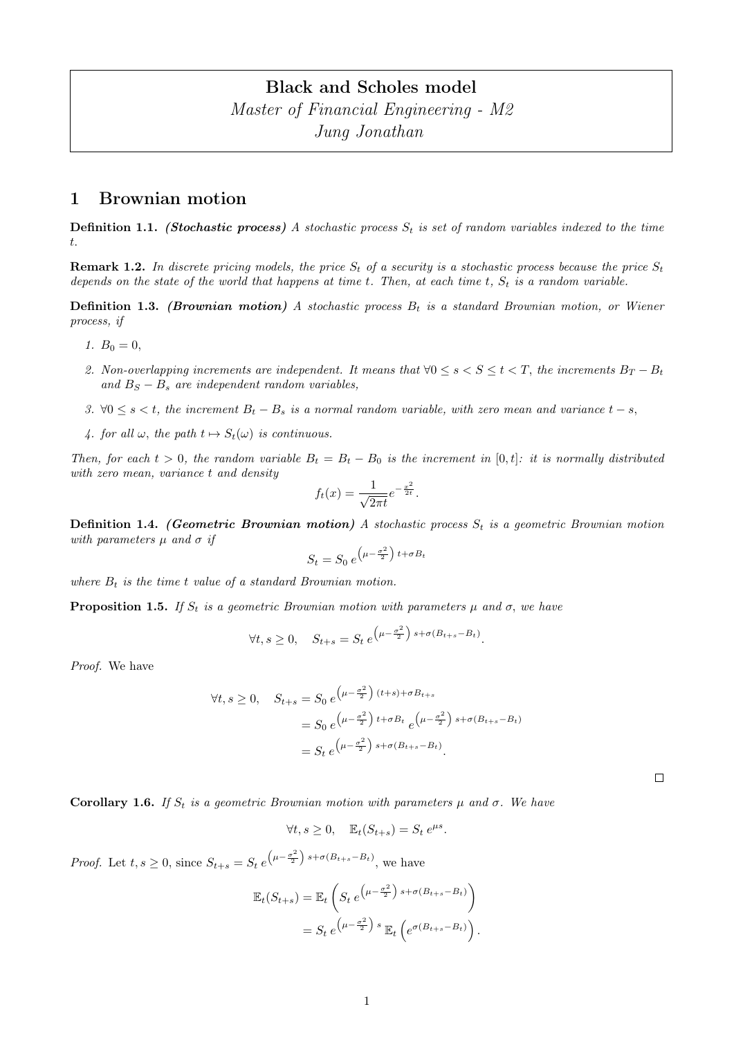# Black and Scholes model

*Master of Financial Engineering - M2*

*Jung Jonathan*

## 1 Brownian motion

**Definition 1.1.** ***(Stochastic process)*** *A stochastic process $S_t$ is set of random variables indexed to the time $t$.*

**Remark 1.2.** *In discrete pricing models, the price $S_t$ of a security is a stochastic process because the price $S_t$ depends on the state of the world that happens at time $t$. Then, at each time $t$, $S_t$ is a random variable.*

**Definition 1.3.** ***(Brownian motion)*** *A stochastic process $B_t$ is a standard Brownian motion, or Wiener process, if*

1. *$B_0 = 0$,*
2. *Non-overlapping increments are independent. It means that $\forall 0 \leq s < S \leq t < T$, the increments $B_T - B_t$ and $B_S - B_s$ are independent random variables,*
3. *$\forall 0 \leq s < t$, the increment $B_t - B_s$ is a normal random variable, with zero mean and variance $t - s$,*
4. *for all $\omega$, the path $t \mapsto S_t(\omega)$ is continuous.*

*Then, for each $t > 0$, the random variable $B_t = B_t - B_0$ is the increment in $[0, t]$: it is normally distributed with zero mean, variance $t$ and density*

$$f_t(x) = \frac{1}{\sqrt{2\pi t}} e^{-\frac{x^2}{2t}}.$$

**Definition 1.4.** ***(Geometric Brownian motion)*** *A stochastic process $S_t$ is a geometric Brownian motion with parameters $\mu$ and $\sigma$ if*

$$S_t = S_0 \, e^{\left(\mu - \frac{\sigma^2}{2}\right) t + \sigma B_t}$$

*where $B_t$ is the time $t$ value of a standard Brownian motion.*

**Proposition 1.5.** *If $S_t$ is a geometric Brownian motion with parameters $\mu$ and $\sigma$, we have*

$$\forall t, s \geq 0, \quad S_{t+s} = S_t \, e^{\left(\mu - \frac{\sigma^2}{2}\right) s + \sigma (B_{t+s} - B_t)}.$$

*Proof.* We have

$$\begin{aligned}
\forall t, s \geq 0, \quad S_{t+s} &= S_0 \, e^{\left(\mu - \frac{\sigma^2}{2}\right)(t+s) + \sigma B_{t+s}} \\
&= S_0 \, e^{\left(\mu - \frac{\sigma^2}{2}\right) t + \sigma B_t} \, e^{\left(\mu - \frac{\sigma^2}{2}\right) s + \sigma (B_{t+s} - B_t)} \\
&= S_t \, e^{\left(\mu - \frac{\sigma^2}{2}\right) s + \sigma (B_{t+s} - B_t)}.
\end{aligned}$$

□

**Corollary 1.6.** *If $S_t$ is a geometric Brownian motion with parameters $\mu$ and $\sigma$. We have*

$$\forall t, s \geq 0, \quad \mathbb{E}_t(S_{t+s}) = S_t \, e^{\mu s}.$$

*Proof.* Let $t, s \geq 0$, since $S_{t+s} = S_t \, e^{\left(\mu - \frac{\sigma^2}{2}\right) s + \sigma (B_{t+s} - B_t)}$, we have

$$\begin{aligned}
\mathbb{E}_t(S_{t+s}) &= \mathbb{E}_t\left( S_t \, e^{\left(\mu - \frac{\sigma^2}{2}\right) s + \sigma (B_{t+s} - B_t)} \right) \\
&= S_t \, e^{\left(\mu - \frac{\sigma^2}{2}\right) s} \, \mathbb{E}_t\left( e^{\sigma (B_{t+s} - B_t)} \right).
\end{aligned}$$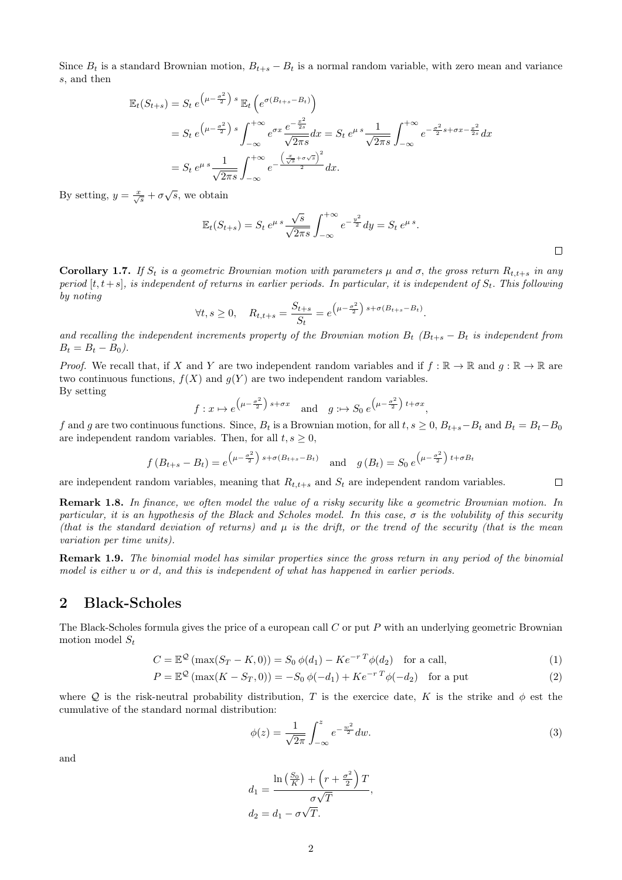Since $B_t$ is a standard Brownian motion, $B_{t+s} - B_t$ is a normal random variable, with zero mean and variance $s$, and then

$$
\begin{aligned}
\mathbb{E}_t(S_{t+s}) &= S_t \, e^{\left(\mu - \frac{\sigma^2}{2}\right) \, s} \, \mathbb{E}_t \left( e^{\sigma (B_{t+s} - B_t)} \right) \\
&= S_t \, e^{\left(\mu - \frac{\sigma^2}{2}\right) \, s} \int_{-\infty}^{+\infty} e^{\sigma x} \frac{e^{-\frac{x^2}{2s}}}{\sqrt{2\pi s}} dx = S_t \, e^{\mu \, s} \frac{1}{\sqrt{2\pi s}} \int_{-\infty}^{+\infty} e^{-\frac{\sigma^2}{2} s + \sigma x - \frac{x^2}{2s}} dx \\
&= S_t \, e^{\mu \, s} \frac{1}{\sqrt{2\pi s}} \int_{-\infty}^{+\infty} e^{-\frac{\left(\frac{x}{\sqrt{s}} + \sigma \sqrt{s}\right)^2}{2}} dx.
\end{aligned}
$$

By setting, $y = \frac{x}{\sqrt{s}} + \sigma \sqrt{s}$, we obtain

$$
\mathbb{E}_t(S_{t+s}) = S_t \, e^{\mu \, s} \frac{\sqrt{s}}{\sqrt{2\pi s}} \int_{-\infty}^{+\infty} e^{-\frac{y^2}{2}} dy = S_t \, e^{\mu \, s}.
$$

□

**Corollary 1.7.** *If $S_t$ is a geometric Brownian motion with parameters $\mu$ and $\sigma$, the gross return $R_{t,t+s}$ in any period $[t, t+s]$, is independent of returns in earlier periods. In particular, it is independent of $S_t$. This following by noting*

$$
\forall t, s \geq 0, \quad R_{t,t+s} = \frac{S_{t+s}}{S_t} = e^{\left(\mu - \frac{\sigma^2}{2}\right) \, s + \sigma (B_{t+s} - B_t)}.
$$

*and recalling the independent increments property of the Brownian motion $B_t$ ($B_{t+s} - B_t$ is independent from $B_t = B_t - B_0$).*

*Proof.* We recall that, if $X$ and $Y$ are two independent random variables and if $f : \mathbb{R} \to \mathbb{R}$ and $g : \mathbb{R} \to \mathbb{R}$ are two continuous functions, $f(X)$ and $g(Y)$ are two independent random variables.
By setting

$$
f : x \mapsto e^{\left(\mu - \frac{\sigma^2}{2}\right) \, s + \sigma x} \quad \text{and} \quad g : \mapsto S_0 \, e^{\left(\mu - \frac{\sigma^2}{2}\right) \, t + \sigma x},
$$

$f$ and $g$ are two continuous functions. Since, $B_t$ is a Brownian motion, for all $t, s \geq 0$, $B_{t+s} - B_t$ and $B_t = B_t - B_0$ are independent random variables. Then, for all $t, s \geq 0$,

$$
f\left(B_{t+s} - B_t\right) = e^{\left(\mu - \frac{\sigma^2}{2}\right) \, s + \sigma (B_{t+s} - B_t)} \quad \text{and} \quad g\left(B_t\right) = S_0 \, e^{\left(\mu - \frac{\sigma^2}{2}\right) \, t + \sigma B_t}
$$

are independent random variables, meaning that $R_{t,t+s}$ and $S_t$ are independent random variables. □

**Remark 1.8.** *In finance, we often model the value of a risky security like a geometric Brownian motion. In particular, it is an hypothesis of the Black and Scholes model. In this case, $\sigma$ is the volubility of this security (that is the standard deviation of returns) and $\mu$ is the drift, or the trend of the security (that is the mean variation per time units).*

**Remark 1.9.** *The binomial model has similar properties since the gross return in any period of the binomial model is either $u$ or $d$, and this is independent of what has happened in earlier periods.*

## 2 Black-Scholes

The Black-Scholes formula gives the price of a european call $C$ or put $P$ with an underlying geometric Brownian motion model $S_t$

$$
C = \mathbb{E}^{\mathcal{Q}} \left( \max(S_T - K, 0) \right) = S_0 \, \phi(d_1) - K e^{-r \, T} \phi(d_2) \quad \text{for a call,} \tag{1}
$$

$$
P = \mathbb{E}^{\mathcal{Q}} \left( \max(K - S_T, 0) \right) = -S_0 \, \phi(-d_1) + K e^{-r \, T} \phi(-d_2) \quad \text{for a put} \tag{2}
$$

where $\mathcal{Q}$ is the risk-neutral probability distribution, $T$ is the exercice date, $K$ is the strike and $\phi$ est the cumulative of the standard normal distribution:

$$
\phi(z) = \frac{1}{\sqrt{2\pi}} \int_{-\infty}^{z} e^{-\frac{w^2}{2}} dw. \tag{3}
$$

and

$$
\begin{aligned}
d_1 &= \frac{\ln\left(\frac{S_0}{K}\right) + \left(r + \frac{\sigma^2}{2}\right) T}{\sigma \sqrt{T}}, \\
d_2 &= d_1 - \sigma \sqrt{T}.
\end{aligned}
$$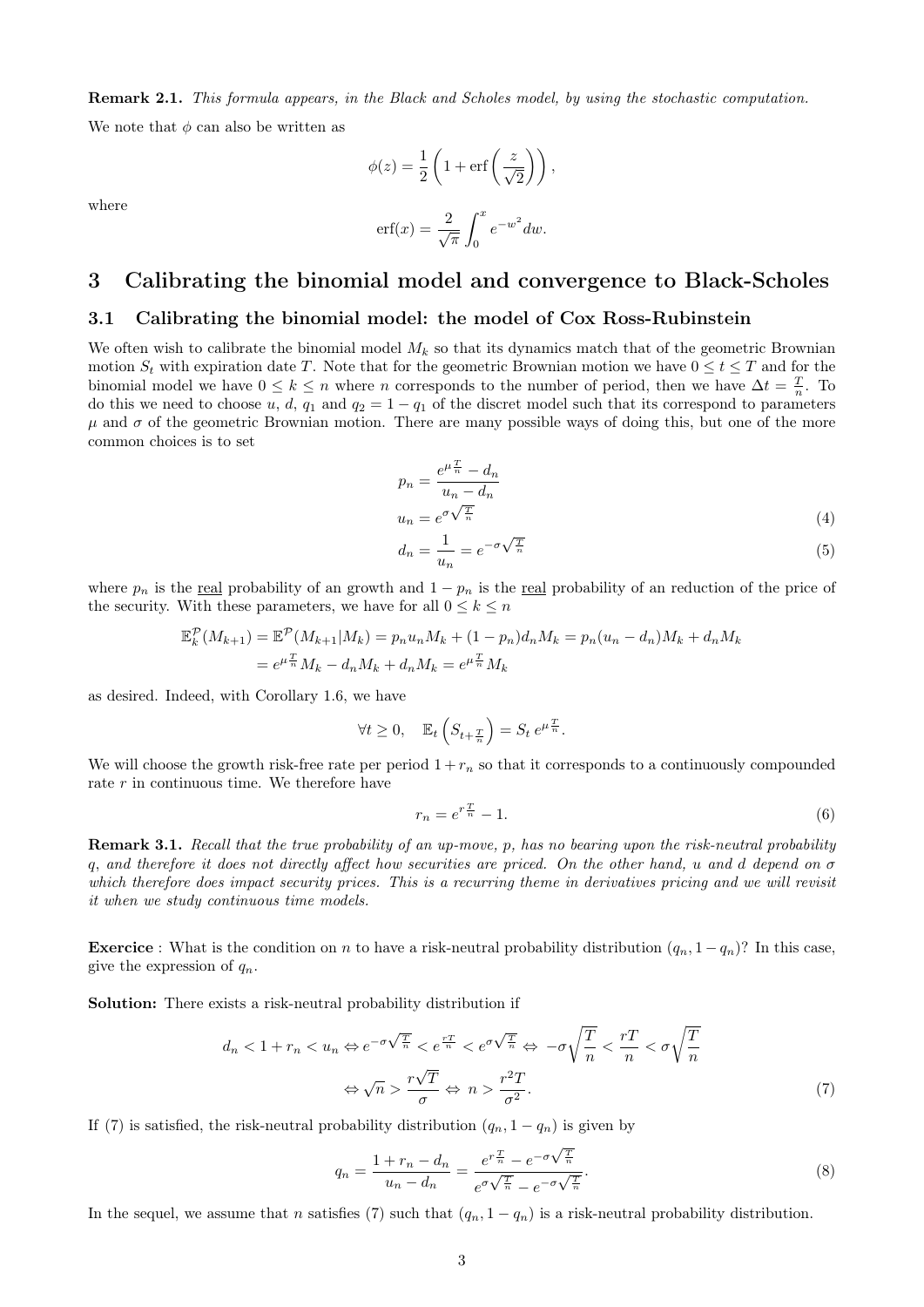**Remark 2.1.** *This formula appears, in the Black and Scholes model, by using the stochastic computation.*

We note that $\phi$ can also be written as

$$\phi(z) = \frac{1}{2}\left(1 + \text{erf}\left(\frac{z}{\sqrt{2}}\right)\right),$$

where

$$\text{erf}(x) = \frac{2}{\sqrt{\pi}}\int_0^x e^{-w^2}dw.$$

# 3 Calibrating the binomial model and convergence to Black-Scholes

## 3.1 Calibrating the binomial model: the model of Cox Ross-Rubinstein

We often wish to calibrate the binomial model $M_k$ so that its dynamics match that of the geometric Brownian motion $S_t$ with expiration date $T$. Note that for the geometric Brownian motion we have $0 \le t \le T$ and for the binomial model we have $0 \le k \le n$ where $n$ corresponds to the number of period, then we have $\Delta t = \frac{T}{n}$. To do this we need to choose $u$, $d$, $q_1$ and $q_2 = 1 - q_1$ of the discret model such that its correspond to parameters $\mu$ and $\sigma$ of the geometric Brownian motion. There are many possible ways of doing this, but one of the more common choices is to set

$$p_n = \frac{e^{\mu\frac{T}{n}} - d_n}{u_n - d_n}$$

$$u_n = e^{\sigma\sqrt{\frac{T}{n}}} \tag{4}$$

$$d_n = \frac{1}{u_n} = e^{-\sigma\sqrt{\frac{T}{n}}} \tag{5}$$

where $p_n$ is the <u>real</u> probability of an growth and $1 - p_n$ is the <u>real</u> probability of an reduction of the price of the security. With these parameters, we have for all $0 \le k \le n$

$$\begin{aligned}\mathbb{E}_k^{\mathcal{P}}(M_{k+1}) &= \mathbb{E}^{\mathcal{P}}(M_{k+1}|M_k) = p_n u_n M_k + (1-p_n)d_n M_k = p_n(u_n - d_n)M_k + d_n M_k \\ &= e^{\mu\frac{T}{n}}M_k - d_n M_k + d_n M_k = e^{\mu\frac{T}{n}}M_k\end{aligned}$$

as desired. Indeed, with Corollary 1.6, we have

$$\forall t \ge 0, \quad \mathbb{E}_t\left(S_{t+\frac{T}{n}}\right) = S_t\, e^{\mu\frac{T}{n}}.$$

We will choose the growth risk-free rate per period $1 + r_n$ so that it corresponds to a continuously compounded rate $r$ in continuous time. We therefore have

$$r_n = e^{r\frac{T}{n}} - 1. \tag{6}$$

**Remark 3.1.** *Recall that the true probability of an up-move, $p$, has no bearing upon the risk-neutral probability $q$, and therefore it does not directly affect how securities are priced. On the other hand, $u$ and $d$ depend on $\sigma$ which therefore does impact security prices. This is a recurring theme in derivatives pricing and we will revisit it when we study continuous time models.*

**Exercice** : What is the condition on $n$ to have a risk-neutral probability distribution $(q_n, 1 - q_n)$? In this case, give the expression of $q_n$.

**Solution:** There exists a risk-neutral probability distribution if

$$d_n < 1 + r_n < u_n \Leftrightarrow e^{-\sigma\sqrt{\frac{T}{n}}} < e^{\frac{rT}{n}} < e^{\sigma\sqrt{\frac{T}{n}}} \Leftrightarrow -\sigma\sqrt{\frac{T}{n}} < \frac{rT}{n} < \sigma\sqrt{\frac{T}{n}}$$

$$\Leftrightarrow \sqrt{n} > \frac{r\sqrt{T}}{\sigma} \Leftrightarrow n > \frac{r^2 T}{\sigma^2}. \tag{7}$$

If (7) is satisfied, the risk-neutral probability distribution $(q_n, 1 - q_n)$ is given by

$$q_n = \frac{1 + r_n - d_n}{u_n - d_n} = \frac{e^{r\frac{T}{n}} - e^{-\sigma\sqrt{\frac{T}{n}}}}{e^{\sigma\sqrt{\frac{T}{n}}} - e^{-\sigma\sqrt{\frac{T}{n}}}}. \tag{8}$$

In the sequel, we assume that $n$ satisfies (7) such that $(q_n, 1 - q_n)$ is a risk-neutral probability distribution.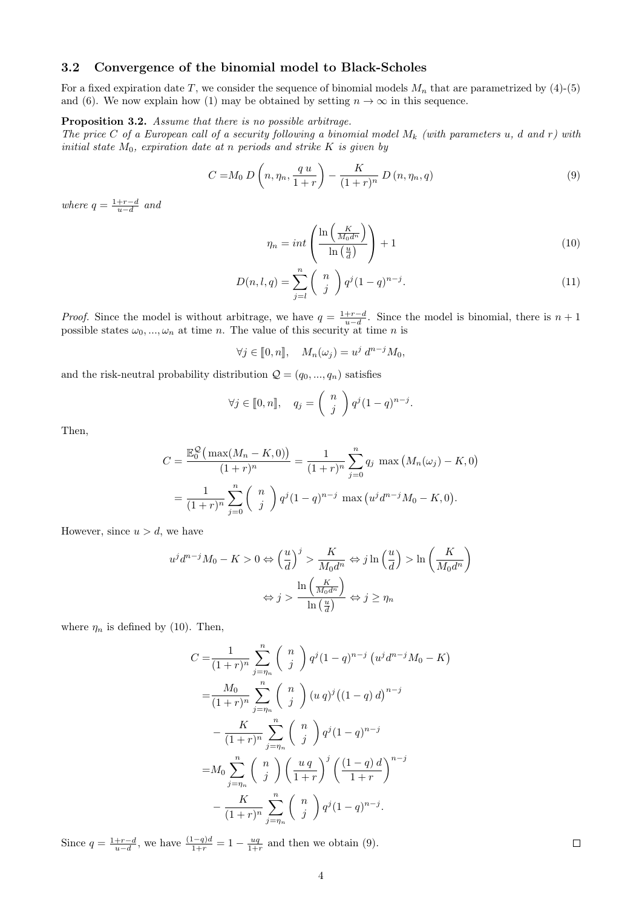### 3.2 Convergence of the binomial model to Black-Scholes

For a fixed expiration date $T$, we consider the sequence of binomial models $M_n$ that are parametrized by (4)-(5) and (6). We now explain how (1) may be obtained by setting $n \to \infty$ in this sequence.

**Proposition 3.2.** *Assume that there is no possible arbitrage.*
*The price $C$ of a European call of a security following a binomial model $M_k$ (with parameters $u$, $d$ and $r$) with initial state $M_0$, expiration date at $n$ periods and strike $K$ is given by*

$$C = M_0 \, D\left(n, \eta_n, \frac{q\,u}{1+r}\right) - \frac{K}{(1+r)^n}\, D\left(n, \eta_n, q\right) \tag{9}$$

*where $q = \frac{1+r-d}{u-d}$ and*

$$\eta_n = int\left(\frac{\ln\left(\frac{K}{M_0 d^n}\right)}{\ln\left(\frac{u}{d}\right)}\right) + 1 \tag{10}$$

$$D(n,l,q) = \sum_{j=l}^{n} \binom{n}{j} q^j (1-q)^{n-j}. \tag{11}$$

*Proof.* Since the model is without arbitrage, we have $q = \frac{1+r-d}{u-d}$. Since the model is binomial, there is $n+1$ possible states $\omega_0, ..., \omega_n$ at time $n$. The value of this security at time $n$ is

$$\forall j \in [\![0,n]\!], \quad M_n(\omega_j) = u^j \, d^{n-j} M_0,$$

and the risk-neutral probability distribution $\mathcal{Q} = (q_0, ..., q_n)$ satisfies

$$\forall j \in [\![0,n]\!], \quad q_j = \binom{n}{j} q^j (1-q)^{n-j}.$$

Then,

$$C = \frac{\mathbb{E}_0^{\mathcal{Q}}\big(\max(M_n - K, 0)\big)}{(1+r)^n} = \frac{1}{(1+r)^n} \sum_{j=0}^{n} q_j \, \max\big(M_n(\omega_j) - K, 0\big)$$

$$= \frac{1}{(1+r)^n} \sum_{j=0}^{n} \binom{n}{j} q^j (1-q)^{n-j} \, \max\big(u^j d^{n-j} M_0 - K, 0\big).$$

However, since $u > d$, we have

$$u^j d^{n-j} M_0 - K > 0 \Leftrightarrow \left(\frac{u}{d}\right)^j > \frac{K}{M_0 d^n} \Leftrightarrow j \ln\left(\frac{u}{d}\right) > \ln\left(\frac{K}{M_0 d^n}\right)$$

$$\Leftrightarrow j > \frac{\ln\left(\frac{K}{M_0 d^n}\right)}{\ln\left(\frac{u}{d}\right)} \Leftrightarrow j \geq \eta_n$$

where $\eta_n$ is defined by (10). Then,

$$\begin{aligned}
C =& \frac{1}{(1+r)^n} \sum_{j=\eta_n}^{n} \binom{n}{j} q^j (1-q)^{n-j} \left(u^j d^{n-j} M_0 - K\right) \\
=& \frac{M_0}{(1+r)^n} \sum_{j=\eta_n}^{n} \binom{n}{j} (u\,q)^j \big((1-q)\,d\big)^{n-j} \\
&- \frac{K}{(1+r)^n} \sum_{j=\eta_n}^{n} \binom{n}{j} q^j (1-q)^{n-j} \\
=& M_0 \sum_{j=\eta_n}^{n} \binom{n}{j} \left(\frac{u\,q}{1+r}\right)^j \left(\frac{(1-q)\,d}{1+r}\right)^{n-j} \\
&- \frac{K}{(1+r)^n} \sum_{j=\eta_n}^{n} \binom{n}{j} q^j (1-q)^{n-j}.
\end{aligned}$$

Since $q = \frac{1+r-d}{u-d}$, we have $\frac{(1-q)d}{1+r} = 1 - \frac{uq}{1+r}$ and then we obtain (9). $\square$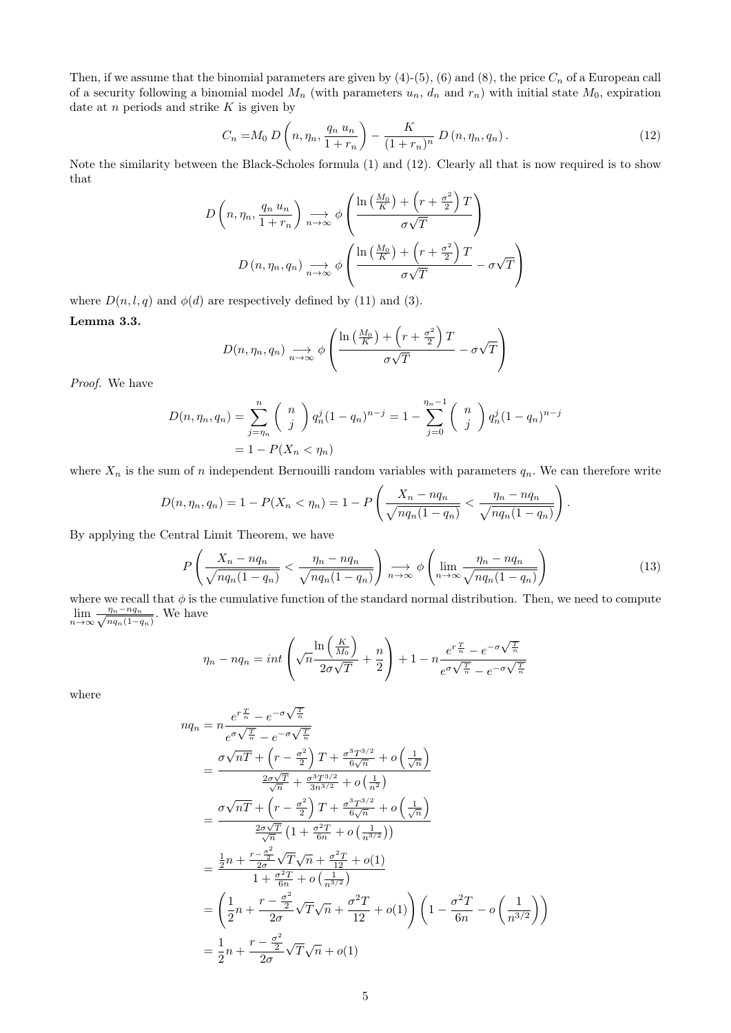Then, if we assume that the binomial parameters are given by (4)-(5), (6) and (8), the price $C_n$ of a European call of a security following a binomial model $M_n$ (with parameters $u_n$, $d_n$ and $r_n$) with initial state $M_0$, expiration date at $n$ periods and strike $K$ is given by

$$C_n = M_0 \, D\left(n, \eta_n, \frac{q_n \, u_n}{1+r_n}\right) - \frac{K}{(1+r_n)^n} \, D\left(n, \eta_n, q_n\right). \tag{12}$$

Note the similarity between the Black-Scholes formula (1) and (12). Clearly all that is now required is to show that

$$D\left(n, \eta_n, \frac{q_n \, u_n}{1+r_n}\right) \underset{n\to\infty}{\longrightarrow} \phi\left(\frac{\ln\left(\frac{M_0}{K}\right) + \left(r + \frac{\sigma^2}{2}\right)T}{\sigma\sqrt{T}}\right)$$

$$D\left(n, \eta_n, q_n\right) \underset{n\to\infty}{\longrightarrow} \phi\left(\frac{\ln\left(\frac{M_0}{K}\right) + \left(r + \frac{\sigma^2}{2}\right)T}{\sigma\sqrt{T}} - \sigma\sqrt{T}\right)$$

where $D(n,l,q)$ and $\phi(d)$ are respectively defined by (11) and (3).

**Lemma 3.3.**

$$D(n, \eta_n, q_n) \underset{n\to\infty}{\longrightarrow} \phi\left(\frac{\ln\left(\frac{M_0}{K}\right) + \left(r + \frac{\sigma^2}{2}\right)T}{\sigma\sqrt{T}} - \sigma\sqrt{T}\right)$$

*Proof.* We have

$$\begin{aligned}
D(n, \eta_n, q_n) &= \sum_{j=\eta_n}^{n} \binom{n}{j} q_n^j (1-q_n)^{n-j} = 1 - \sum_{j=0}^{\eta_n - 1} \binom{n}{j} q_n^j (1-q_n)^{n-j} \\
&= 1 - P(X_n < \eta_n)
\end{aligned}$$

where $X_n$ is the sum of $n$ independent Bernouilli random variables with parameters $q_n$. We can therefore write

$$D(n, \eta_n, q_n) = 1 - P(X_n < \eta_n) = 1 - P\left(\frac{X_n - nq_n}{\sqrt{nq_n(1-q_n)}} < \frac{\eta_n - nq_n}{\sqrt{nq_n(1-q_n)}}\right).$$

By applying the Central Limit Theorem, we have

$$P\left(\frac{X_n - nq_n}{\sqrt{nq_n(1-q_n)}} < \frac{\eta_n - nq_n}{\sqrt{nq_n(1-q_n)}}\right) \underset{n\to\infty}{\longrightarrow} \phi\left(\lim_{n\to\infty} \frac{\eta_n - nq_n}{\sqrt{nq_n(1-q_n)}}\right) \tag{13}$$

where we recall that $\phi$ is the cumulative function of the standard normal distribution. Then, we need to compute $\lim\limits_{n\to\infty} \frac{\eta_n - nq_n}{\sqrt{nq_n(1-q_n)}}$. We have

$$\eta_n - nq_n = int\left(\sqrt{n}\frac{\ln\left(\frac{K}{M_0}\right)}{2\sigma\sqrt{T}} + \frac{n}{2}\right) + 1 - n\frac{e^{r\frac{T}{n}} - e^{-\sigma\sqrt{\frac{T}{n}}}}{e^{\sigma\sqrt{\frac{T}{n}}} - e^{-\sigma\sqrt{\frac{T}{n}}}}$$

where

$$\begin{aligned}
nq_n &= n\frac{e^{r\frac{T}{n}} - e^{-\sigma\sqrt{\frac{T}{n}}}}{e^{\sigma\sqrt{\frac{T}{n}}} - e^{-\sigma\sqrt{\frac{T}{n}}}} \\
&= \frac{\sigma\sqrt{nT} + \left(r - \frac{\sigma^2}{2}\right)T + \frac{\sigma^3 T^{3/2}}{6\sqrt{n}} + o\left(\frac{1}{\sqrt{n}}\right)}{\frac{2\sigma\sqrt{T}}{\sqrt{n}} + \frac{\sigma^3 T^{3/2}}{3n^{3/2}} + o\left(\frac{1}{n^2}\right)} \\
&= \frac{\sigma\sqrt{nT} + \left(r - \frac{\sigma^2}{2}\right)T + \frac{\sigma^3 T^{3/2}}{6\sqrt{n}} + o\left(\frac{1}{\sqrt{n}}\right)}{\frac{2\sigma\sqrt{T}}{\sqrt{n}}\left(1 + \frac{\sigma^2 T}{6n} + o\left(\frac{1}{n^{3/2}}\right)\right)} \\
&= \frac{\frac{1}{2}n + \frac{r - \frac{\sigma^2}{2}}{2\sigma}\sqrt{T}\sqrt{n} + \frac{\sigma^2 T}{12} + o(1)}{1 + \frac{\sigma^2 T}{6n} + o\left(\frac{1}{n^{3/2}}\right)} \\
&= \left(\frac{1}{2}n + \frac{r - \frac{\sigma^2}{2}}{2\sigma}\sqrt{T}\sqrt{n} + \frac{\sigma^2 T}{12} + o(1)\right)\left(1 - \frac{\sigma^2 T}{6n} - o\left(\frac{1}{n^{3/2}}\right)\right) \\
&= \frac{1}{2}n + \frac{r - \frac{\sigma^2}{2}}{2\sigma}\sqrt{T}\sqrt{n} + o(1)
\end{aligned}$$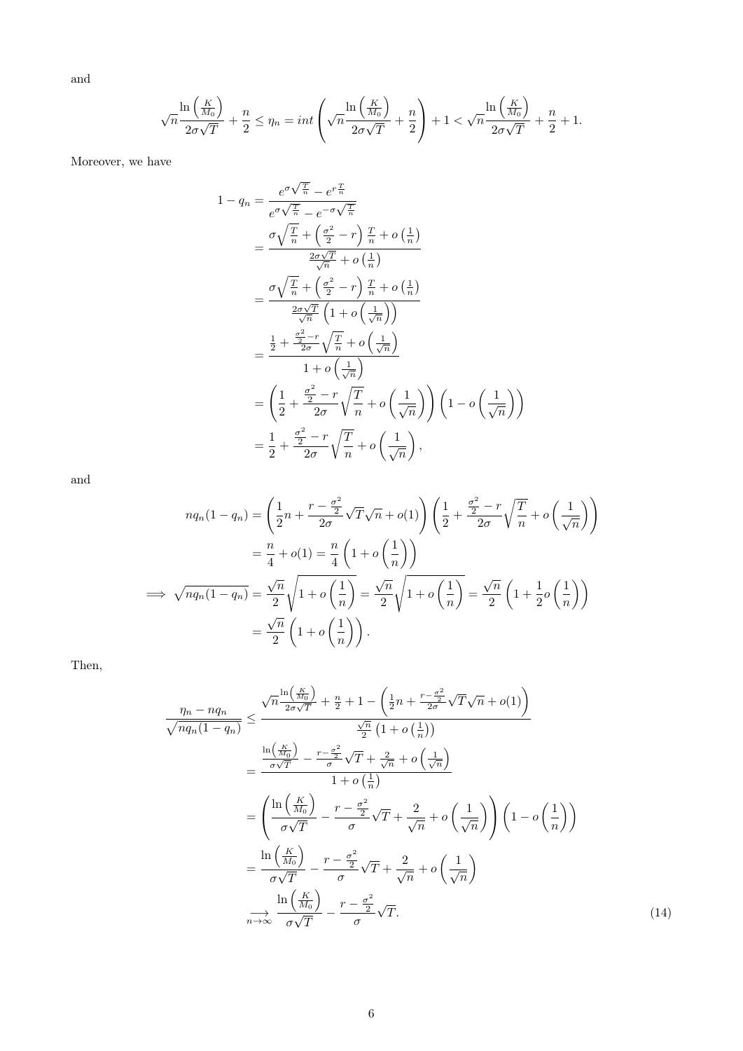and

$$\sqrt{n}\frac{\ln\left(\frac{K}{M_0}\right)}{2\sigma\sqrt{T}} + \frac{n}{2} \leq \eta_n = int\left(\sqrt{n}\frac{\ln\left(\frac{K}{M_0}\right)}{2\sigma\sqrt{T}} + \frac{n}{2}\right) + 1 < \sqrt{n}\frac{\ln\left(\frac{K}{M_0}\right)}{2\sigma\sqrt{T}} + \frac{n}{2} + 1.$$

Moreover, we have

$$\begin{aligned}
1 - q_n &= \frac{e^{\sigma\sqrt{\frac{T}{n}}} - e^{r\frac{T}{n}}}{e^{\sigma\sqrt{\frac{T}{n}}} - e^{-\sigma\sqrt{\frac{T}{n}}}} \\
&= \frac{\sigma\sqrt{\frac{T}{n}} + \left(\frac{\sigma^2}{2} - r\right)\frac{T}{n} + o\left(\frac{1}{n}\right)}{\frac{2\sigma\sqrt{T}}{\sqrt{n}} + o\left(\frac{1}{n}\right)} \\
&= \frac{\sigma\sqrt{\frac{T}{n}} + \left(\frac{\sigma^2}{2} - r\right)\frac{T}{n} + o\left(\frac{1}{n}\right)}{\frac{2\sigma\sqrt{T}}{\sqrt{n}}\left(1 + o\left(\frac{1}{\sqrt{n}}\right)\right)} \\
&= \frac{\frac{1}{2} + \frac{\frac{\sigma^2}{2} - r}{2\sigma}\sqrt{\frac{T}{n}} + o\left(\frac{1}{\sqrt{n}}\right)}{1 + o\left(\frac{1}{\sqrt{n}}\right)} \\
&= \left(\frac{1}{2} + \frac{\frac{\sigma^2}{2} - r}{2\sigma}\sqrt{\frac{T}{n}} + o\left(\frac{1}{\sqrt{n}}\right)\right)\left(1 - o\left(\frac{1}{\sqrt{n}}\right)\right) \\
&= \frac{1}{2} + \frac{\frac{\sigma^2}{2} - r}{2\sigma}\sqrt{\frac{T}{n}} + o\left(\frac{1}{\sqrt{n}}\right),
\end{aligned}$$

and

$$\begin{aligned}
nq_n(1 - q_n) &= \left(\frac{1}{2}n + \frac{r - \frac{\sigma^2}{2}}{2\sigma}\sqrt{T}\sqrt{n} + o(1)\right)\left(\frac{1}{2} + \frac{\frac{\sigma^2}{2} - r}{2\sigma}\sqrt{\frac{T}{n}} + o\left(\frac{1}{\sqrt{n}}\right)\right) \\
&= \frac{n}{4} + o(1) = \frac{n}{4}\left(1 + o\left(\frac{1}{n}\right)\right) \\
\implies \sqrt{nq_n(1 - q_n)} &= \frac{\sqrt{n}}{2}\sqrt{1 + o\left(\frac{1}{n}\right)} = \frac{\sqrt{n}}{2}\sqrt{1 + o\left(\frac{1}{n}\right)} = \frac{\sqrt{n}}{2}\left(1 + \frac{1}{2}o\left(\frac{1}{n}\right)\right) \\
&= \frac{\sqrt{n}}{2}\left(1 + o\left(\frac{1}{n}\right)\right).
\end{aligned}$$

Then,

$$\begin{aligned}
\frac{\eta_n - nq_n}{\sqrt{nq_n(1 - q_n)}} &\leq \frac{\sqrt{n}\frac{\ln\left(\frac{K}{M_0}\right)}{2\sigma\sqrt{T}} + \frac{n}{2} + 1 - \left(\frac{1}{2}n + \frac{r - \frac{\sigma^2}{2}}{2\sigma}\sqrt{T}\sqrt{n} + o(1)\right)}{\frac{\sqrt{n}}{2}\left(1 + o\left(\frac{1}{n}\right)\right)} \\
&= \frac{\frac{\ln\left(\frac{K}{M_0}\right)}{\sigma\sqrt{T}} - \frac{r - \frac{\sigma^2}{2}}{\sigma}\sqrt{T} + \frac{2}{\sqrt{n}} + o\left(\frac{1}{\sqrt{n}}\right)}{1 + o\left(\frac{1}{n}\right)} \\
&= \left(\frac{\ln\left(\frac{K}{M_0}\right)}{\sigma\sqrt{T}} - \frac{r - \frac{\sigma^2}{2}}{\sigma}\sqrt{T} + \frac{2}{\sqrt{n}} + o\left(\frac{1}{\sqrt{n}}\right)\right)\left(1 - o\left(\frac{1}{n}\right)\right) \\
&= \frac{\ln\left(\frac{K}{M_0}\right)}{\sigma\sqrt{T}} - \frac{r - \frac{\sigma^2}{2}}{\sigma}\sqrt{T} + \frac{2}{\sqrt{n}} + o\left(\frac{1}{\sqrt{n}}\right) \\
&\underset{n\to\infty}{\longrightarrow} \frac{\ln\left(\frac{K}{M_0}\right)}{\sigma\sqrt{T}} - \frac{r - \frac{\sigma^2}{2}}{\sigma}\sqrt{T}.
\end{aligned} \tag{14}$$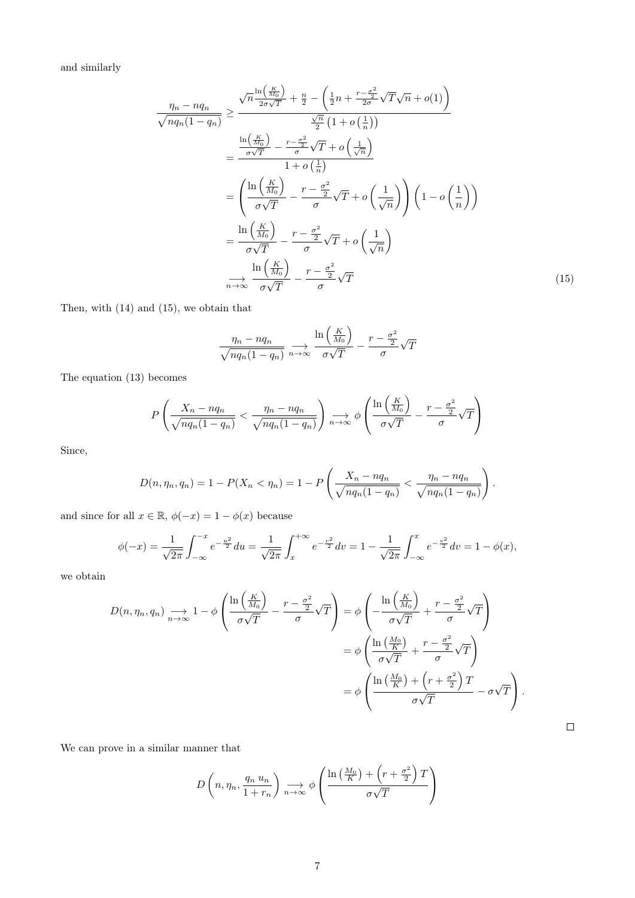and similarly

$$
\begin{aligned}
\frac{\eta_n - nq_n}{\sqrt{nq_n(1-q_n)}} &\geq \frac{\sqrt{n}\frac{\ln\left(\frac{K}{M_0}\right)}{2\sigma\sqrt{T}} + \frac{n}{2} - \left(\frac{1}{2}n + \frac{r-\frac{\sigma^2}{2}}{2\sigma}\sqrt{T}\sqrt{n} + o(1)\right)}{\frac{\sqrt{n}}{2}\left(1 + o\left(\frac{1}{n}\right)\right)} \\
&= \frac{\frac{\ln\left(\frac{K}{M_0}\right)}{\sigma\sqrt{T}} - \frac{r-\frac{\sigma^2}{2}}{\sigma}\sqrt{T} + o\left(\frac{1}{\sqrt{n}}\right)}{1 + o\left(\frac{1}{n}\right)} \\
&= \left(\frac{\ln\left(\frac{K}{M_0}\right)}{\sigma\sqrt{T}} - \frac{r-\frac{\sigma^2}{2}}{\sigma}\sqrt{T} + o\left(\frac{1}{\sqrt{n}}\right)\right)\left(1 - o\left(\frac{1}{n}\right)\right) \\
&= \frac{\ln\left(\frac{K}{M_0}\right)}{\sigma\sqrt{T}} - \frac{r-\frac{\sigma^2}{2}}{\sigma}\sqrt{T} + o\left(\frac{1}{\sqrt{n}}\right) \\
&\underset{n\to\infty}{\longrightarrow} \frac{\ln\left(\frac{K}{M_0}\right)}{\sigma\sqrt{T}} - \frac{r-\frac{\sigma^2}{2}}{\sigma}\sqrt{T}
\end{aligned}
\tag{15}
$$

Then, with (14) and (15), we obtain that

$$
\frac{\eta_n - nq_n}{\sqrt{nq_n(1-q_n)}} \underset{n\to\infty}{\longrightarrow} \frac{\ln\left(\frac{K}{M_0}\right)}{\sigma\sqrt{T}} - \frac{r-\frac{\sigma^2}{2}}{\sigma}\sqrt{T}
$$

The equation (13) becomes

$$
P\left(\frac{X_n - nq_n}{\sqrt{nq_n(1-q_n)}} < \frac{\eta_n - nq_n}{\sqrt{nq_n(1-q_n)}}\right) \underset{n\to\infty}{\longrightarrow} \phi\left(\frac{\ln\left(\frac{K}{M_0}\right)}{\sigma\sqrt{T}} - \frac{r-\frac{\sigma^2}{2}}{\sigma}\sqrt{T}\right)
$$

Since,

$$
D(n,\eta_n,q_n) = 1 - P(X_n < \eta_n) = 1 - P\left(\frac{X_n - nq_n}{\sqrt{nq_n(1-q_n)}} < \frac{\eta_n - nq_n}{\sqrt{nq_n(1-q_n)}}\right).
$$

and since for all $x \in \mathbb{R}$, $\phi(-x) = 1 - \phi(x)$ because

$$
\phi(-x) = \frac{1}{\sqrt{2\pi}}\int_{-\infty}^{-x} e^{-\frac{u^2}{2}}\,du = \frac{1}{\sqrt{2\pi}}\int_{x}^{+\infty} e^{-\frac{v^2}{2}}\,dv = 1 - \frac{1}{\sqrt{2\pi}}\int_{-\infty}^{x} e^{-\frac{v^2}{2}}\,dv = 1 - \phi(x),
$$

we obtain

$$
\begin{aligned}
D(n,\eta_n,q_n) \underset{n\to\infty}{\longrightarrow} 1 - \phi\left(\frac{\ln\left(\frac{K}{M_0}\right)}{\sigma\sqrt{T}} - \frac{r-\frac{\sigma^2}{2}}{\sigma}\sqrt{T}\right) &= \phi\left(-\frac{\ln\left(\frac{K}{M_0}\right)}{\sigma\sqrt{T}} + \frac{r-\frac{\sigma^2}{2}}{\sigma}\sqrt{T}\right) \\
&= \phi\left(\frac{\ln\left(\frac{M_0}{K}\right)}{\sigma\sqrt{T}} + \frac{r-\frac{\sigma^2}{2}}{\sigma}\sqrt{T}\right) \\
&= \phi\left(\frac{\ln\left(\frac{M_0}{K}\right) + \left(r + \frac{\sigma^2}{2}\right)T}{\sigma\sqrt{T}} - \sigma\sqrt{T}\right).
\end{aligned}
$$

□

We can prove in a similar manner that

$$
D\left(n,\eta_n,\frac{q_n\,u_n}{1+r_n}\right) \underset{n\to\infty}{\longrightarrow} \phi\left(\frac{\ln\left(\frac{M_0}{K}\right) + \left(r + \frac{\sigma^2}{2}\right)T}{\sigma\sqrt{T}}\right)
$$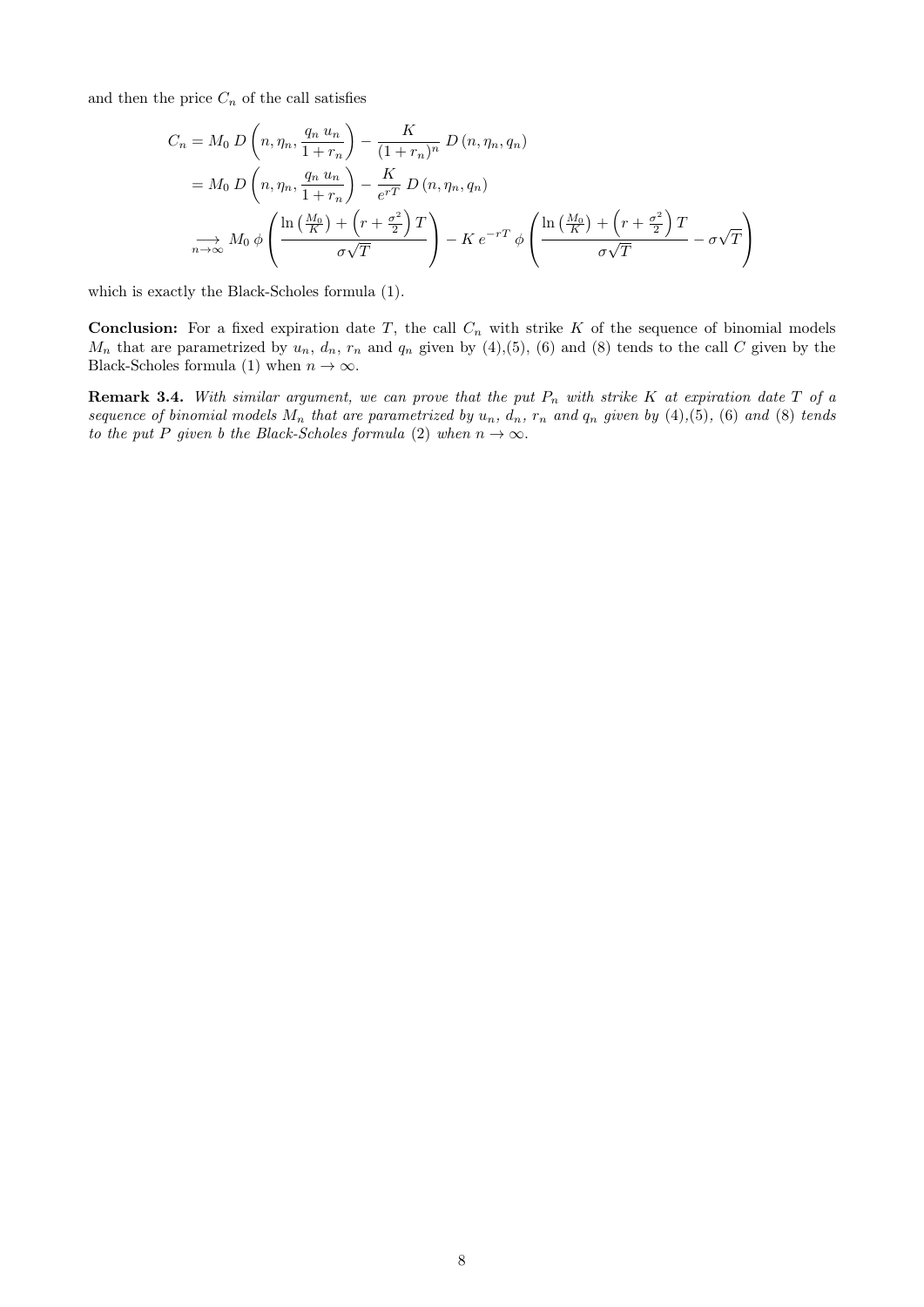and then the price $C_n$ of the call satisfies

$$
\begin{aligned}
C_n &= M_0 \, D\left(n, \eta_n, \frac{q_n \, u_n}{1+r_n}\right) - \frac{K}{(1+r_n)^n} \, D\left(n, \eta_n, q_n\right) \\
&= M_0 \, D\left(n, \eta_n, \frac{q_n \, u_n}{1+r_n}\right) - \frac{K}{e^{rT}} \, D\left(n, \eta_n, q_n\right) \\
&\underset{n\to\infty}{\longrightarrow} M_0 \, \phi\left(\frac{\ln\left(\frac{M_0}{K}\right) + \left(r + \frac{\sigma^2}{2}\right) T}{\sigma\sqrt{T}}\right) - K \, e^{-rT} \, \phi\left(\frac{\ln\left(\frac{M_0}{K}\right) + \left(r + \frac{\sigma^2}{2}\right) T}{\sigma\sqrt{T}} - \sigma\sqrt{T}\right)
\end{aligned}
$$

which is exactly the Black-Scholes formula (1).

**Conclusion:** For a fixed expiration date $T$, the call $C_n$ with strike $K$ of the sequence of binomial models $M_n$ that are parametrized by $u_n$, $d_n$, $r_n$ and $q_n$ given by (4),(5), (6) and (8) tends to the call $C$ given by the Black-Scholes formula (1) when $n \to \infty$.

**Remark 3.4.** *With similar argument, we can prove that the put $P_n$ with strike $K$ at expiration date $T$ of a sequence of binomial models $M_n$ that are parametrized by $u_n$, $d_n$, $r_n$ and $q_n$ given by (4),(5), (6) and (8) tends to the put $P$ given b the Black-Scholes formula (2) when $n \to \infty$.*